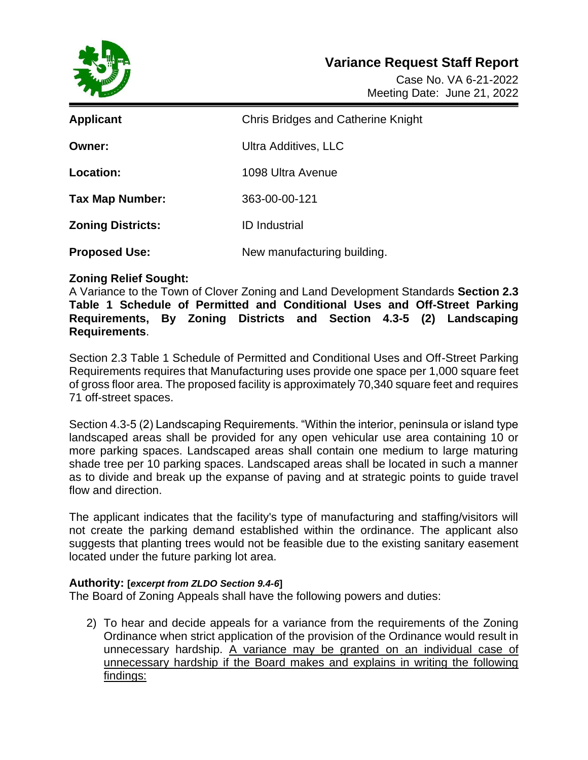# Variance Request Staff Report

Case No. VA 6-21-2022
Meeting Date: June 21, 2022

| | |
|---|---|
| **Applicant** | Chris Bridges and Catherine Knight |
| **Owner:** | Ultra Additives, LLC |
| **Location:** | 1098 Ultra Avenue |
| **Tax Map Number:** | 363-00-00-121 |
| **Zoning Districts:** | ID Industrial |
| **Proposed Use:** | New manufacturing building. |

**Zoning Relief Sought:**
A Variance to the Town of Clover Zoning and Land Development Standards **Section 2.3 Table 1 Schedule of Permitted and Conditional Uses and Off-Street Parking Requirements, By Zoning Districts and Section 4.3-5 (2) Landscaping Requirements**.

Section 2.3 Table 1 Schedule of Permitted and Conditional Uses and Off-Street Parking Requirements requires that Manufacturing uses provide one space per 1,000 square feet of gross floor area. The proposed facility is approximately 70,340 square feet and requires 71 off-street spaces.

Section 4.3-5 (2) Landscaping Requirements. "Within the interior, peninsula or island type landscaped areas shall be provided for any open vehicular use area containing 10 or more parking spaces. Landscaped areas shall contain one medium to large maturing shade tree per 10 parking spaces. Landscaped areas shall be located in such a manner as to divide and break up the expanse of paving and at strategic points to guide travel flow and direction.

The applicant indicates that the facility's type of manufacturing and staffing/visitors will not create the parking demand established within the ordinance. The applicant also suggests that planting trees would not be feasible due to the existing sanitary easement located under the future parking lot area.

**Authority: [*excerpt from ZLDO Section 9.4-6*]**
The Board of Zoning Appeals shall have the following powers and duties:

2) To hear and decide appeals for a variance from the requirements of the Zoning Ordinance when strict application of the provision of the Ordinance would result in unnecessary hardship. A variance may be granted on an individual case of unnecessary hardship if the Board makes and explains in writing the following findings: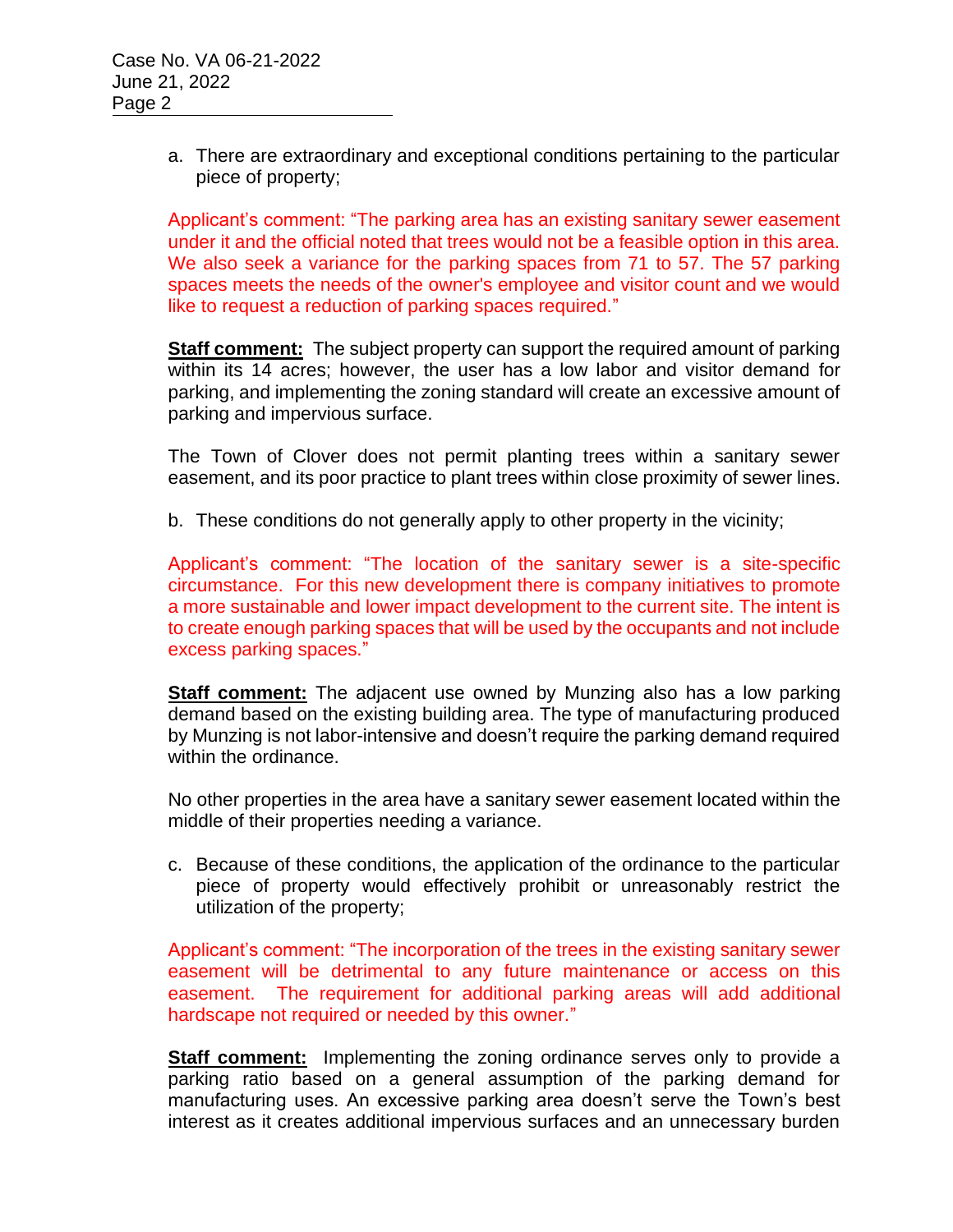a. There are extraordinary and exceptional conditions pertaining to the particular piece of property;

Applicant's comment: "The parking area has an existing sanitary sewer easement under it and the official noted that trees would not be a feasible option in this area. We also seek a variance for the parking spaces from 71 to 57. The 57 parking spaces meets the needs of the owner's employee and visitor count and we would like to request a reduction of parking spaces required."

**Staff comment:** The subject property can support the required amount of parking within its 14 acres; however, the user has a low labor and visitor demand for parking, and implementing the zoning standard will create an excessive amount of parking and impervious surface.

The Town of Clover does not permit planting trees within a sanitary sewer easement, and its poor practice to plant trees within close proximity of sewer lines.

b. These conditions do not generally apply to other property in the vicinity;

Applicant's comment: "The location of the sanitary sewer is a site-specific circumstance. For this new development there is company initiatives to promote a more sustainable and lower impact development to the current site. The intent is to create enough parking spaces that will be used by the occupants and not include excess parking spaces."

**Staff comment:** The adjacent use owned by Munzing also has a low parking demand based on the existing building area. The type of manufacturing produced by Munzing is not labor-intensive and doesn't require the parking demand required within the ordinance.

No other properties in the area have a sanitary sewer easement located within the middle of their properties needing a variance.

c. Because of these conditions, the application of the ordinance to the particular piece of property would effectively prohibit or unreasonably restrict the utilization of the property;

Applicant's comment: "The incorporation of the trees in the existing sanitary sewer easement will be detrimental to any future maintenance or access on this easement. The requirement for additional parking areas will add additional hardscape not required or needed by this owner."

**Staff comment:** Implementing the zoning ordinance serves only to provide a parking ratio based on a general assumption of the parking demand for manufacturing uses. An excessive parking area doesn't serve the Town's best interest as it creates additional impervious surfaces and an unnecessary burden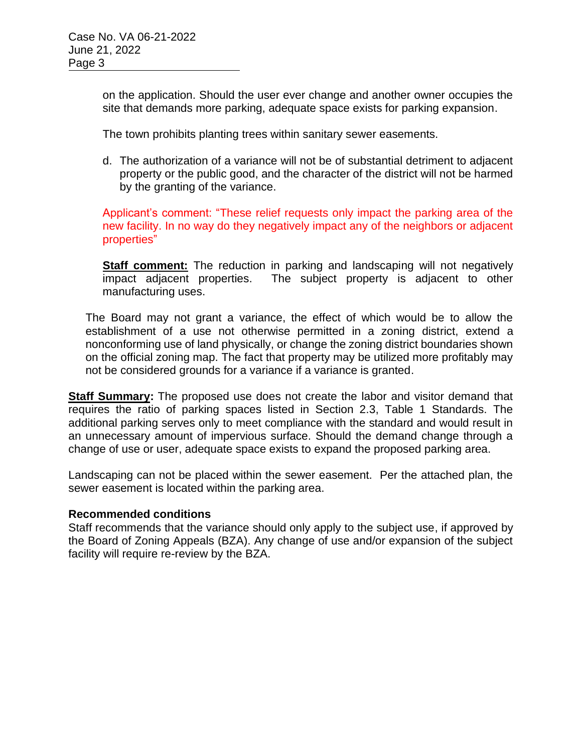on the application. Should the user ever change and another owner occupies the site that demands more parking, adequate space exists for parking expansion.

The town prohibits planting trees within sanitary sewer easements.

d. The authorization of a variance will not be of substantial detriment to adjacent property or the public good, and the character of the district will not be harmed by the granting of the variance.

Applicant's comment: "These relief requests only impact the parking area of the new facility. In no way do they negatively impact any of the neighbors or adjacent properties"

**Staff comment:** The reduction in parking and landscaping will not negatively impact adjacent properties. The subject property is adjacent to other manufacturing uses.

The Board may not grant a variance, the effect of which would be to allow the establishment of a use not otherwise permitted in a zoning district, extend a nonconforming use of land physically, or change the zoning district boundaries shown on the official zoning map. The fact that property may be utilized more profitably may not be considered grounds for a variance if a variance is granted.

**Staff Summary:** The proposed use does not create the labor and visitor demand that requires the ratio of parking spaces listed in Section 2.3, Table 1 Standards. The additional parking serves only to meet compliance with the standard and would result in an unnecessary amount of impervious surface. Should the demand change through a change of use or user, adequate space exists to expand the proposed parking area.

Landscaping can not be placed within the sewer easement. Per the attached plan, the sewer easement is located within the parking area.

**Recommended conditions**

Staff recommends that the variance should only apply to the subject use, if approved by the Board of Zoning Appeals (BZA). Any change of use and/or expansion of the subject facility will require re-review by the BZA.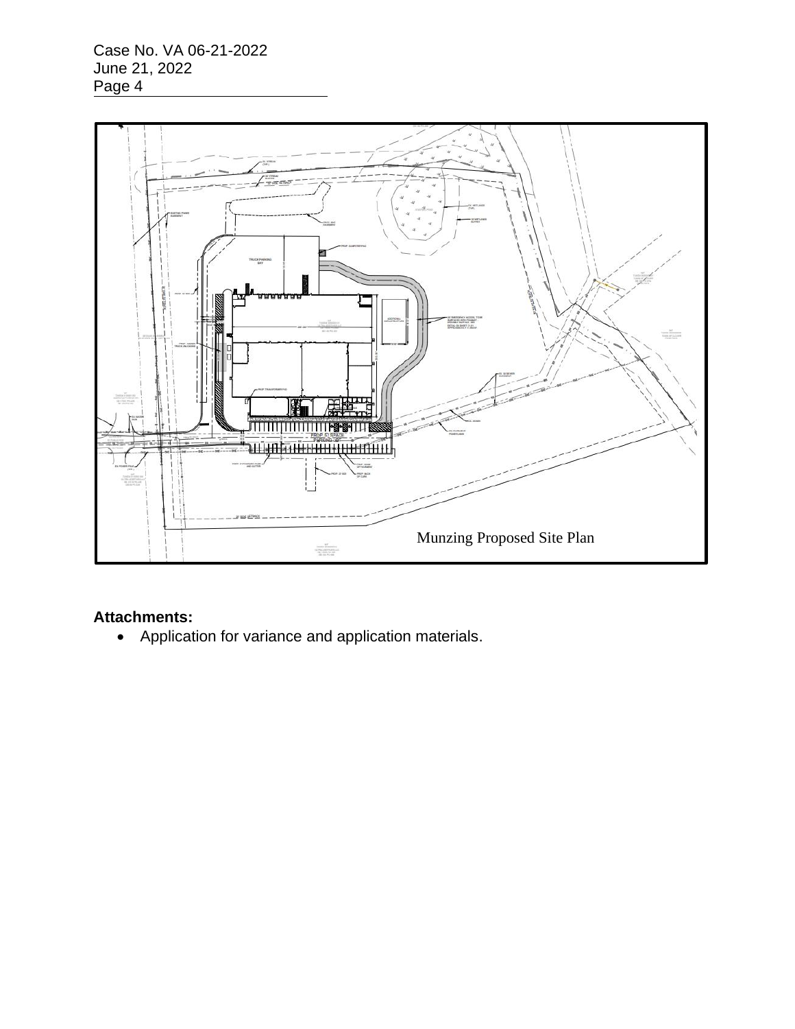Munzing Proposed Site Plan

**Attachments:**

- Application for variance and application materials.